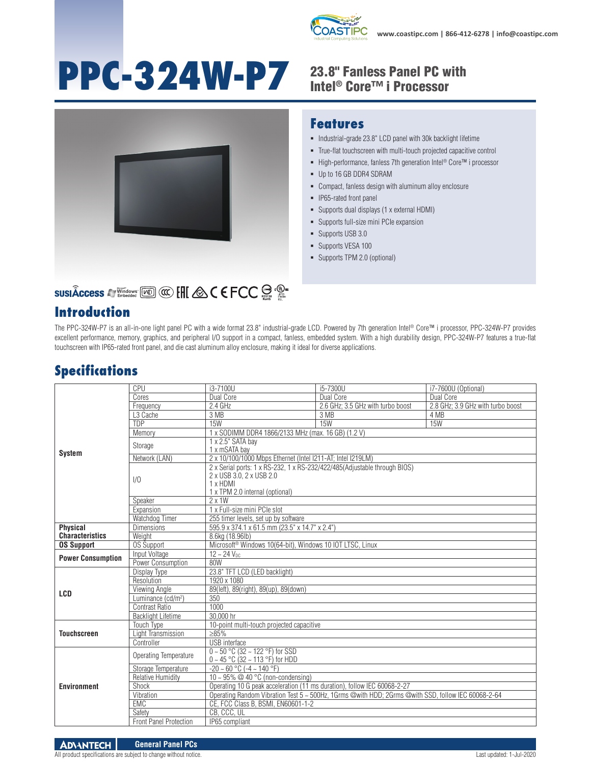# PPC-324W-P7

## 23.8" Fanless Panel PC with Intel® Core™ i Processor

## Features

- Industrial-grade 23.8" LCD panel with 30k backlight lifetime
- True-flat touchscreen with multi-touch projected capacitive control
- High-performance, fanless 7th generation Intel® Core™ i processor
- Up to 16 GB DDR4 SDRAM
- Compact, fanless design with aluminum alloy enclosure
- IP65-rated front panel
- Supports dual displays (1 x external HDMI)
- Supports full-size mini PCIe expansion
- Supports USB 3.0
- Supports VESA 100
- Supports TPM 2.0 (optional)

## Introduction

The PPC-324W-P7 is an all-in-one light panel PC with a wide format 23.8" industrial-grade LCD. Powered by 7th generation Intel® Core™ i processor, PPC-324W-P7 provides excellent performance, memory, graphics, and peripheral I/O support in a compact, fanless, embedded system. With a high durability design, PPC-324W-P7 features a true-flat touchscreen with IP65-rated front panel, and die cast aluminum alloy enclosure, making it ideal for diverse applications.

## Specifications

| | | | | |
|---|---|---|---|---|
| System | CPU | i3-7100U | i5-7300U | i7-7600U (Optional) |
| | Cores | Dual Core | Dual Core | Dual Core |
| | Frequency | 2.4 GHz | 2.6 GHz; 3.5 GHz with turbo boost | 2.8 GHz; 3.9 GHz with turbo boost |
| | L3 Cache | 3 MB | 3 MB | 4 MB |
| | TDP | 15W | 15W | 15W |
| | Memory | 1 x SODIMM DDR4 1866/2133 MHz (max. 16 GB) (1.2 V) | | |
| | Storage | 1 x 2.5" SATA bay<br>1 x mSATA bay | | |
| | Network (LAN) | 2 x 10/100/1000 Mbps Ethernet (Intel I211-AT; Intel I219LM) | | |
| | I/O | 2 x Serial ports: 1 x RS-232, 1 x RS-232/422/485(Adjustable through BIOS)<br>2 x USB 3.0, 2 x USB 2.0<br>1 x HDMI<br>1 x TPM 2.0 internal (optional) | | |
| | Speaker | 2 x 1W | | |
| | Expansion | 1 x Full-size mini PCIe slot | | |
| | Watchdog Timer | 255 timer levels, set up by software | | |
| Physical Characteristics | Dimensions | 595.9 x 374.1 x 61.5 mm (23.5" x 14.7" x 2.4") | | |
| | Weight | 8.6kg (18.96lb) | | |
| OS Support | OS Support | Microsoft® Windows 10(64-bit), Windows 10 IOT LTSC, Linux | | |
| Power Consumption | Input Voltage | 12 ~ 24 $V_{DC}$ | | |
| | Power Consumption | 80W | | |
| LCD | Display Type | 23.8" TFT LCD (LED backlight) | | |
| | Resolution | 1920 x 1080 | | |
| | Viewing Angle | 89(left), 89(right), 89(up), 89(down) | | |
| | Luminance (cd/m²) | 350 | | |
| | Contrast Ratio | 1000 | | |
| | Backlight Lifetime | 30,000 hr | | |
| Touchscreen | Touch Type | 10-point multi-touch projected capacitive | | |
| | Light Transmission | ≥85% | | |
| | Controller | USB interface | | |
| Environment | Operating Temperature | 0 ~ 50 °C (32 ~ 122 °F) for SSD<br>0 ~ 45 °C (32 ~ 113 °F) for HDD | | |
| | Storage Temperature | -20 ~ 60 °C (-4 ~ 140 °F) | | |
| | Relative Humidity | 10 ~ 95% @ 40 °C (non-condensing) | | |
| | Shock | Operating 10 G peak acceleration (11 ms duration), follow IEC 60068-2-27 | | |
| | Vibration | Operating Random Vibration Test 5 ~ 500Hz, 1Grms @with HDD; 2Grms @with SSD, follow IEC 60068-2-64 | | |
| | EMC | CE, FCC Class B, BSMI, EN60601-1-2 | | |
| | Safety | CB, CCC, UL | | |
| | Front Panel Protection | IP65 compliant | | |

All product specifications are subject to change without notice.

Last updated: 1-Jul-2020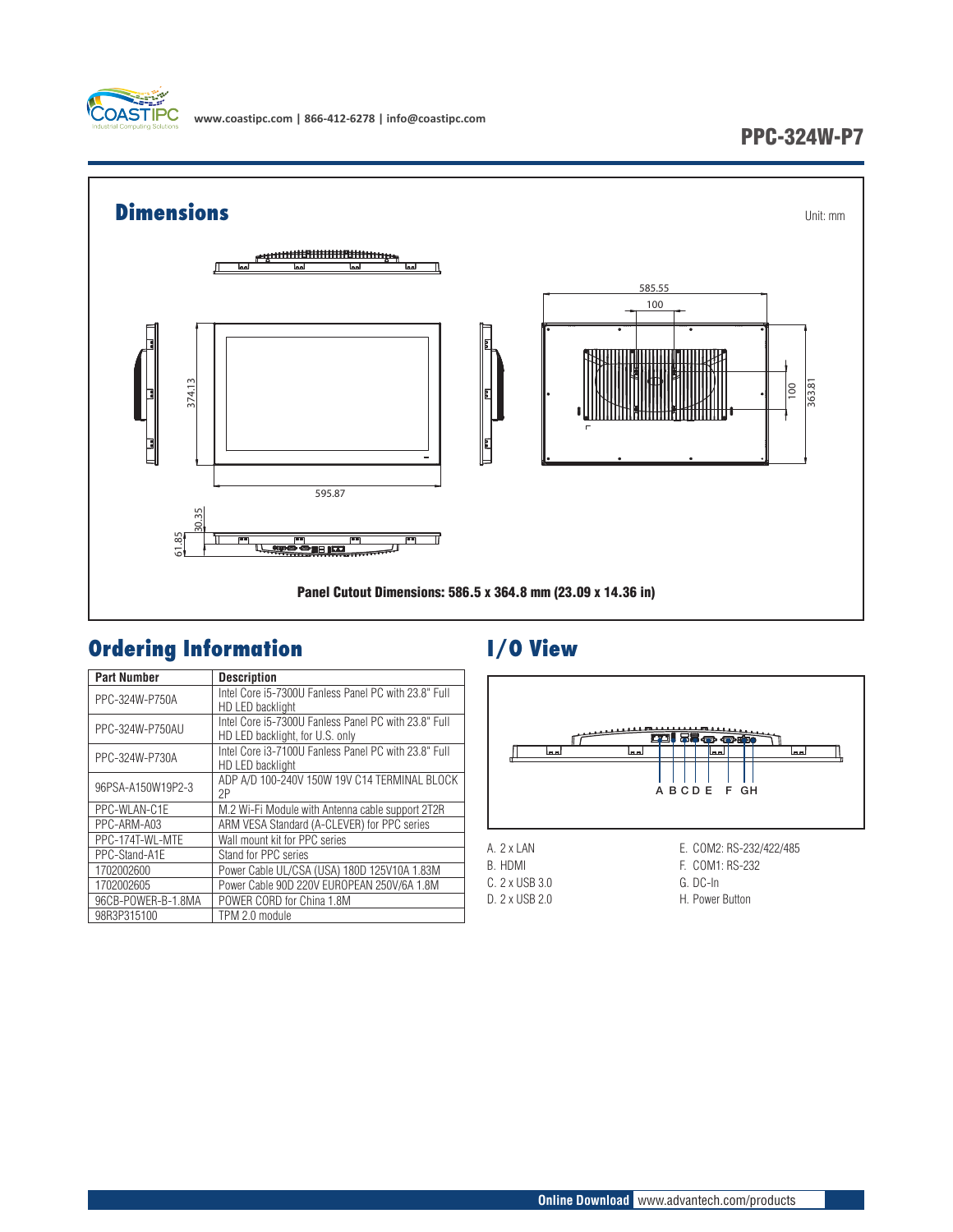# PPC-324W-P7

## Dimensions

Unit: mm

585.55
100
374.13
100
363.81
595.87
30.35
61.85

**Panel Cutout Dimensions: 586.5 x 364.8 mm (23.09 x 14.36 in)**

## Ordering Information

| Part Number | Description |
|---|---|
| PPC-324W-P750A | Intel Core i5-7300U Fanless Panel PC with 23.8" Full HD LED backlight |
| PPC-324W-P750AU | Intel Core i5-7300U Fanless Panel PC with 23.8" Full HD LED backlight, for U.S. only |
| PPC-324W-P730A | Intel Core i3-7100U Fanless Panel PC with 23.8" Full HD LED backlight |
| 96PSA-A150W19P2-3 | ADP A/D 100-240V 150W 19V C14 TERMINAL BLOCK 2P |
| PPC-WLAN-C1E | M.2 Wi-Fi Module with Antenna cable support 2T2R |
| PPC-ARM-A03 | ARM VESA Standard (A-CLEVER) for PPC series |
| PPC-174T-WL-MTE | Wall mount kit for PPC series |
| PPC-Stand-A1E | Stand for PPC series |
| 1702002600 | Power Cable UL/CSA (USA) 180D 125V10A 1.83M |
| 1702002605 | Power Cable 90D 220V EUROPEAN 250V/6A 1.8M |
| 96CB-POWER-B-1.8MA | POWER CORD for China 1.8M |
| 98R3P315100 | TPM 2.0 module |

## I/O View

A B C D E F G H

A. 2 x LAN
B. HDMI
C. 2 x USB 3.0
D. 2 x USB 2.0
E. COM2: RS-232/422/485
F. COM1: RS-232
G. DC-In
H. Power Button